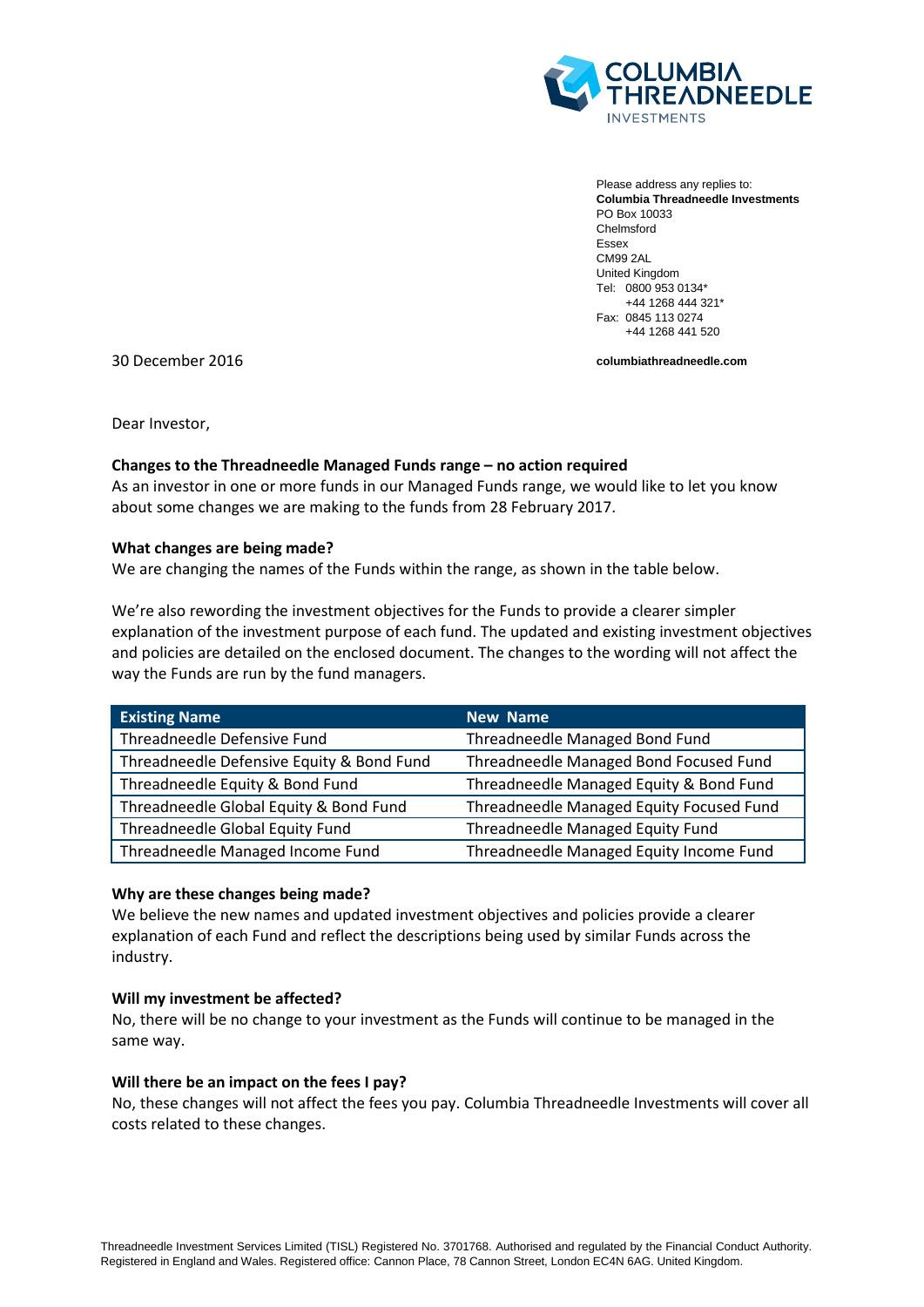Please address any replies to:
**Columbia Threadneedle Investments**
PO Box 10033
Chelmsford
Essex
CM99 2AL
United Kingdom
Tel: 0800 953 0134*
+44 1268 444 321*
Fax: 0845 113 0274
+44 1268 441 520

**columbiathreadneedle.com**

30 December 2016

Dear Investor,

**Changes to the Threadneedle Managed Funds range – no action required**
As an investor in one or more funds in our Managed Funds range, we would like to let you know about some changes we are making to the funds from 28 February 2017.

**What changes are being made?**
We are changing the names of the Funds within the range, as shown in the table below.

We're also rewording the investment objectives for the Funds to provide a clearer simpler explanation of the investment purpose of each fund. The updated and existing investment objectives and policies are detailed on the enclosed document. The changes to the wording will not affect the way the Funds are run by the fund managers.

| Existing Name | New Name |
|---|---|
| Threadneedle Defensive Fund | Threadneedle Managed Bond Fund |
| Threadneedle Defensive Equity & Bond Fund | Threadneedle Managed Bond Focused Fund |
| Threadneedle Equity & Bond Fund | Threadneedle Managed Equity & Bond Fund |
| Threadneedle Global Equity & Bond Fund | Threadneedle Managed Equity Focused Fund |
| Threadneedle Global Equity Fund | Threadneedle Managed Equity Fund |
| Threadneedle Managed Income Fund | Threadneedle Managed Equity Income Fund |

**Why are these changes being made?**
We believe the new names and updated investment objectives and policies provide a clearer explanation of each Fund and reflect the descriptions being used by similar Funds across the industry.

**Will my investment be affected?**
No, there will be no change to your investment as the Funds will continue to be managed in the same way.

**Will there be an impact on the fees I pay?**
No, these changes will not affect the fees you pay. Columbia Threadneedle Investments will cover all costs related to these changes.

Threadneedle Investment Services Limited (TISL) Registered No. 3701768. Authorised and regulated by the Financial Conduct Authority. Registered in England and Wales. Registered office: Cannon Place, 78 Cannon Street, London EC4N 6AG. United Kingdom.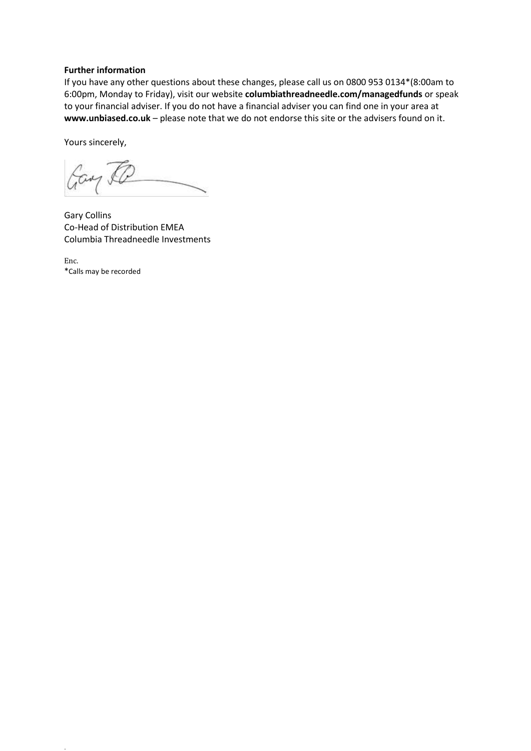**Further information**

If you have any other questions about these changes, please call us on 0800 953 0134*(8:00am to 6:00pm, Monday to Friday), visit our website **columbiathreadneedle.com/managedfunds** or speak to your financial adviser. If you do not have a financial adviser you can find one in your area at **www.unbiased.co.uk** – please note that we do not endorse this site or the advisers found on it.

Yours sincerely,

Gary Collins
Co-Head of Distribution EMEA
Columbia Threadneedle Investments

Enc.
*Calls may be recorded